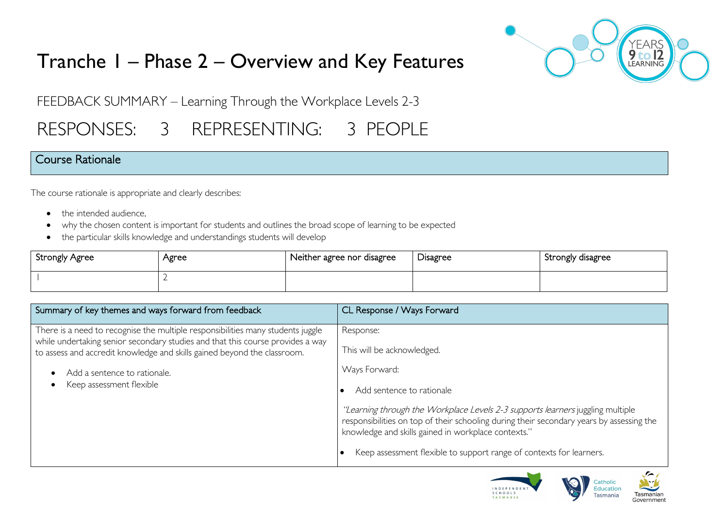# Tranche 1 – Phase 2 – Overview and Key Features

FEEDBACK SUMMARY – Learning Through the Workplace Levels 2-3

## RESPONSES: 3 REPRESENTING: 3 PEOPLE

### Course Rationale

The course rationale is appropriate and clearly describes:

- the intended audience,
- why the chosen content is important for students and outlines the broad scope of learning to be expected
- the particular skills knowledge and understandings students will develop

| Strongly Agree | Agree | Neither agree nor disagree | Disagree | Strongly disagree |
|---|---|---|---|---|
| 1 | 2 | | | |

| Summary of key themes and ways forward from feedback | CL Response / Ways Forward |
|---|---|
| There is a need to recognise the multiple responsibilities many students juggle while undertaking senior secondary studies and that this course provides a way to assess and accredit knowledge and skills gained beyond the classroom.<br><br>• Add a sentence to rationale.<br>• Keep assessment flexible | Response:<br><br>This will be acknowledged.<br><br>Ways Forward:<br><br>• Add sentence to rationale<br><br>*"Learning through the Workplace Levels 2-3 supports learners* juggling multiple responsibilities on top of their schooling during their secondary years by assessing the knowledge and skills gained in workplace contexts."<br><br>• Keep assessment flexible to support range of contexts for learners. |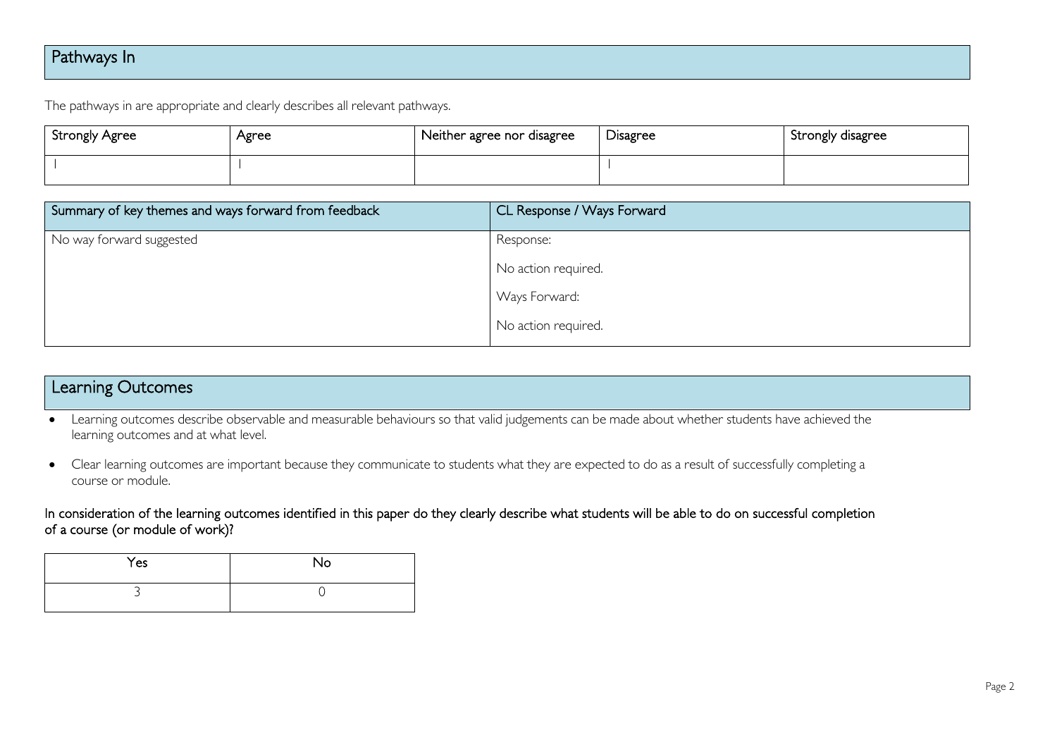## Pathways In

The pathways in are appropriate and clearly describes all relevant pathways.

| Strongly Agree | Agree | Neither agree nor disagree | Disagree | Strongly disagree |
| --- | --- | --- | --- | --- |
| 1 | 1 | | 1 | |

| Summary of key themes and ways forward from feedback | CL Response / Ways Forward |
| --- | --- |
| No way forward suggested | Response:<br>No action required.<br>Ways Forward:<br>No action required. |

## Learning Outcomes

- Learning outcomes describe observable and measurable behaviours so that valid judgements can be made about whether students have achieved the learning outcomes and at what level.
- Clear learning outcomes are important because they communicate to students what they are expected to do as a result of successfully completing a course or module.

In consideration of the learning outcomes identified in this paper do they clearly describe what students will be able to do on successful completion of a course (or module of work)?

| Yes | No |
| --- | --- |
| 3 | 0 |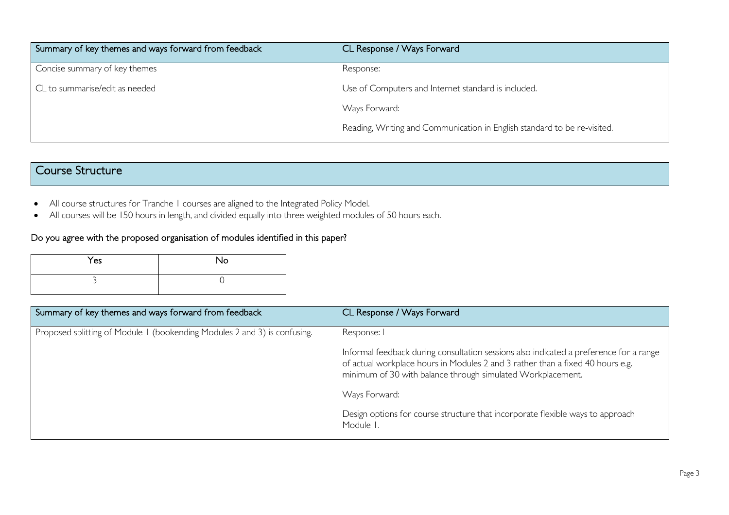| Summary of key themes and ways forward from feedback | CL Response / Ways Forward |
| --- | --- |
| Concise summary of key themes<br><br>CL to summarise/edit as needed | Response:<br><br>Use of Computers and Internet standard is included.<br><br>Ways Forward:<br><br>Reading, Writing and Communication in English standard to be re-visited. |

## Course Structure

- All course structures for Tranche 1 courses are aligned to the Integrated Policy Model.
- All courses will be 150 hours in length, and divided equally into three weighted modules of 50 hours each.

**Do you agree with the proposed organisation of modules identified in this paper?**

| Yes | No |
| --- | --- |
| 3 | 0 |

| Summary of key themes and ways forward from feedback | CL Response / Ways Forward |
| --- | --- |
| Proposed splitting of Module 1 (bookending Modules 2 and 3) is confusing. | Response: I<br><br>Informal feedback during consultation sessions also indicated a preference for a range of actual workplace hours in Modules 2 and 3 rather than a fixed 40 hours e.g. minimum of 30 with balance through simulated Workplacement.<br><br>Ways Forward:<br><br>Design options for course structure that incorporate flexible ways to approach Module 1. |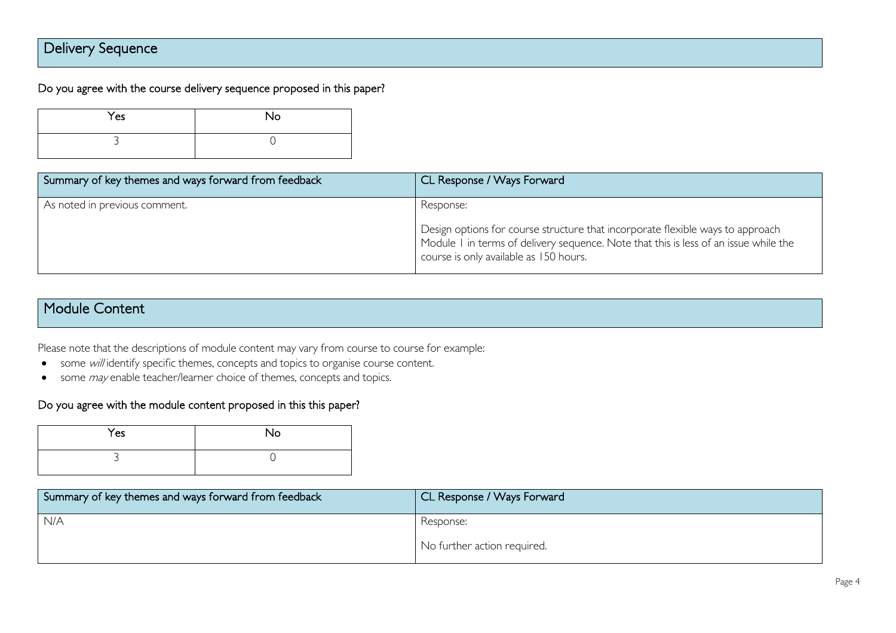## Delivery Sequence

Do you agree with the course delivery sequence proposed in this paper?

| Yes | No |
|---|---|
| 3 | 0 |

| Summary of key themes and ways forward from feedback | CL Response / Ways Forward |
|---|---|
| As noted in previous comment. | Response:<br><br>Design options for course structure that incorporate flexible ways to approach Module 1 in terms of delivery sequence. Note that this is less of an issue while the course is only available as 150 hours. |

## Module Content

Please note that the descriptions of module content may vary from course to course for example:

- some *will* identify specific themes, concepts and topics to organise course content.
- some *may* enable teacher/learner choice of themes, concepts and topics.

Do you agree with the module content proposed in this this paper?

| Yes | No |
|---|---|
| 3 | 0 |

| Summary of key themes and ways forward from feedback | CL Response / Ways Forward |
|---|---|
| N/A | Response:<br><br>No further action required. |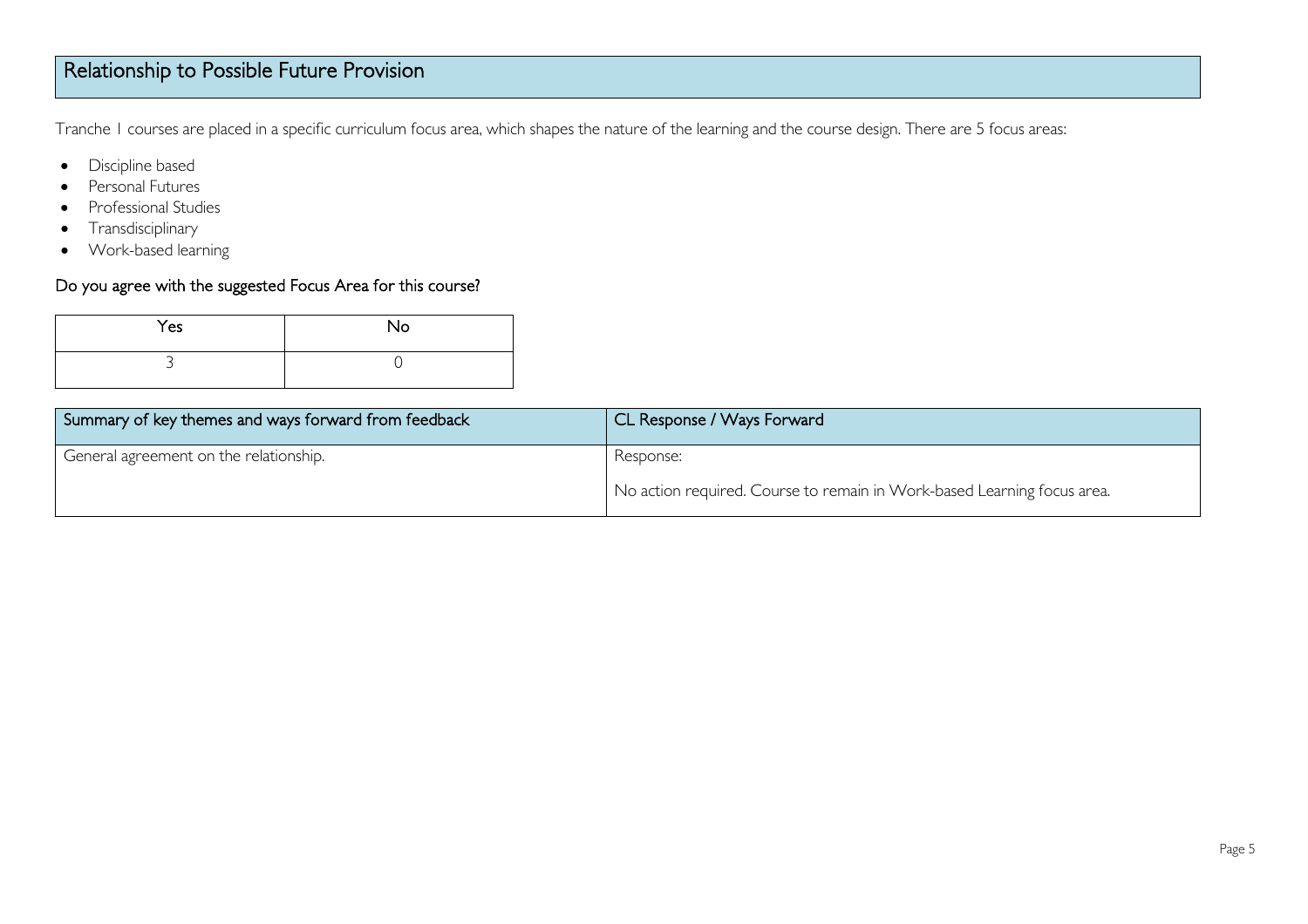## Relationship to Possible Future Provision

Tranche 1 courses are placed in a specific curriculum focus area, which shapes the nature of the learning and the course design. There are 5 focus areas:

- Discipline based
- Personal Futures
- Professional Studies
- Transdisciplinary
- Work-based learning

### Do you agree with the suggested Focus Area for this course?

| Yes | No |
|---|---|
| 3 | 0 |

| Summary of key themes and ways forward from feedback | CL Response / Ways Forward |
|---|---|
| General agreement on the relationship. | Response:<br><br>No action required. Course to remain in Work-based Learning focus area. |